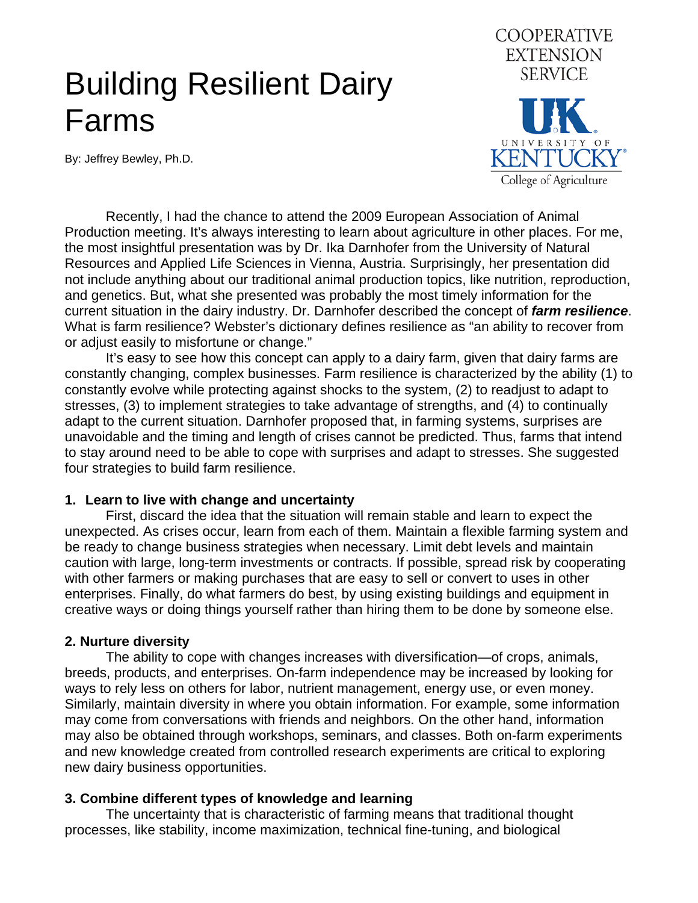# Building Resilient Dairy Farms

By: Jeffrey Bewley, Ph.D.

COOPERATIVE EXTENSION SERVICE

UNIVERSITY OF KENTUCKY College of Agriculture

Recently, I had the chance to attend the 2009 European Association of Animal Production meeting. It's always interesting to learn about agriculture in other places. For me, the most insightful presentation was by Dr. Ika Darnhofer from the University of Natural Resources and Applied Life Sciences in Vienna, Austria. Surprisingly, her presentation did not include anything about our traditional animal production topics, like nutrition, reproduction, and genetics. But, what she presented was probably the most timely information for the current situation in the dairy industry. Dr. Darnhofer described the concept of ***farm resilience***. What is farm resilience? Webster's dictionary defines resilience as "an ability to recover from or adjust easily to misfortune or change."

It's easy to see how this concept can apply to a dairy farm, given that dairy farms are constantly changing, complex businesses. Farm resilience is characterized by the ability (1) to constantly evolve while protecting against shocks to the system, (2) to readjust to adapt to stresses, (3) to implement strategies to take advantage of strengths, and (4) to continually adapt to the current situation. Darnhofer proposed that, in farming systems, surprises are unavoidable and the timing and length of crises cannot be predicted. Thus, farms that intend to stay around need to be able to cope with surprises and adapt to stresses. She suggested four strategies to build farm resilience.

**1. Learn to live with change and uncertainty**

First, discard the idea that the situation will remain stable and learn to expect the unexpected. As crises occur, learn from each of them. Maintain a flexible farming system and be ready to change business strategies when necessary. Limit debt levels and maintain caution with large, long-term investments or contracts. If possible, spread risk by cooperating with other farmers or making purchases that are easy to sell or convert to uses in other enterprises. Finally, do what farmers do best, by using existing buildings and equipment in creative ways or doing things yourself rather than hiring them to be done by someone else.

**2. Nurture diversity**

The ability to cope with changes increases with diversification—of crops, animals, breeds, products, and enterprises. On-farm independence may be increased by looking for ways to rely less on others for labor, nutrient management, energy use, or even money. Similarly, maintain diversity in where you obtain information. For example, some information may come from conversations with friends and neighbors. On the other hand, information may also be obtained through workshops, seminars, and classes. Both on-farm experiments and new knowledge created from controlled research experiments are critical to exploring new dairy business opportunities.

**3. Combine different types of knowledge and learning**

The uncertainty that is characteristic of farming means that traditional thought processes, like stability, income maximization, technical fine-tuning, and biological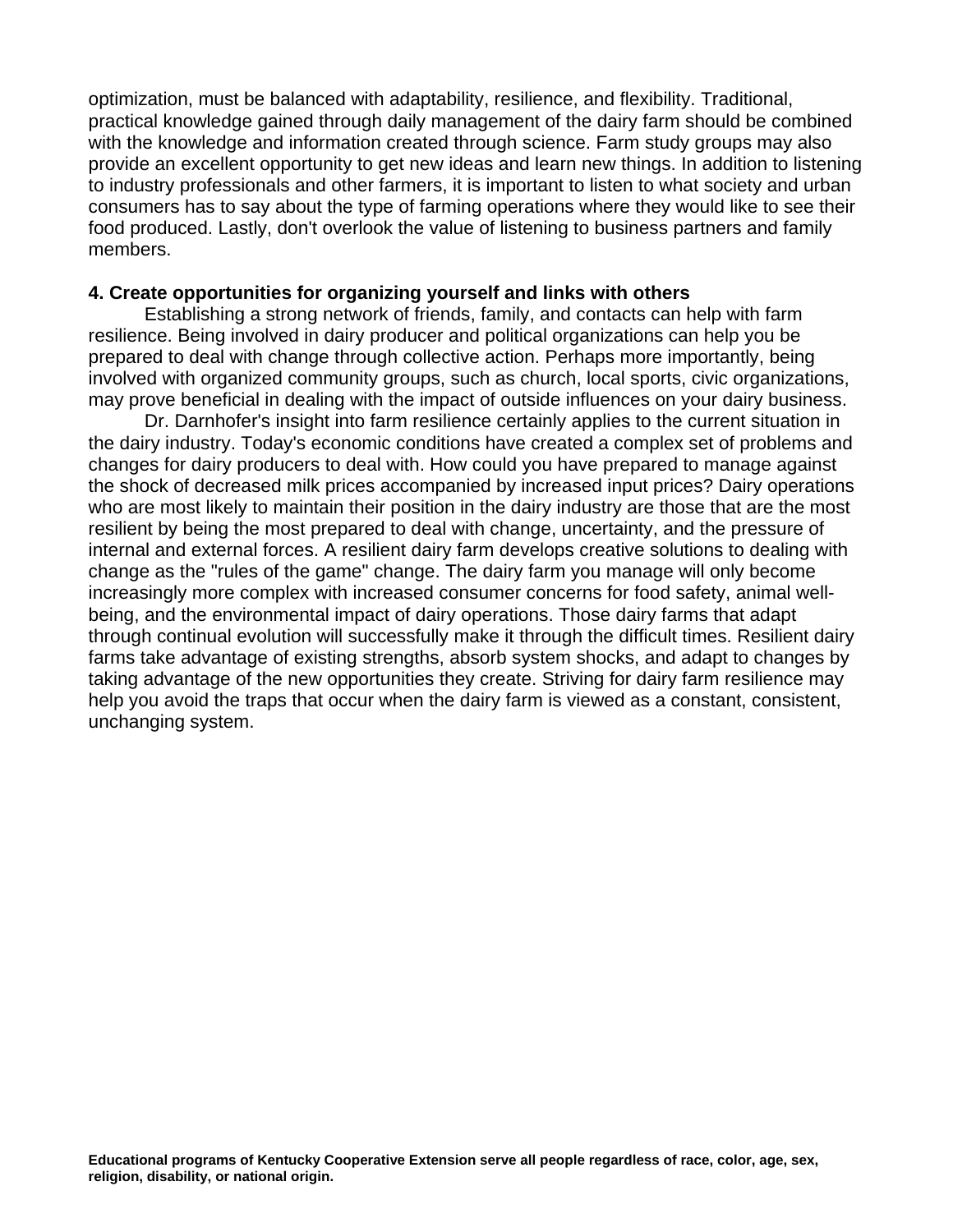optimization, must be balanced with adaptability, resilience, and flexibility. Traditional, practical knowledge gained through daily management of the dairy farm should be combined with the knowledge and information created through science. Farm study groups may also provide an excellent opportunity to get new ideas and learn new things. In addition to listening to industry professionals and other farmers, it is important to listen to what society and urban consumers has to say about the type of farming operations where they would like to see their food produced. Lastly, don't overlook the value of listening to business partners and family members.

**4. Create opportunities for organizing yourself and links with others**

Establishing a strong network of friends, family, and contacts can help with farm resilience. Being involved in dairy producer and political organizations can help you be prepared to deal with change through collective action. Perhaps more importantly, being involved with organized community groups, such as church, local sports, civic organizations, may prove beneficial in dealing with the impact of outside influences on your dairy business.

Dr. Darnhofer's insight into farm resilience certainly applies to the current situation in the dairy industry. Today's economic conditions have created a complex set of problems and changes for dairy producers to deal with. How could you have prepared to manage against the shock of decreased milk prices accompanied by increased input prices? Dairy operations who are most likely to maintain their position in the dairy industry are those that are the most resilient by being the most prepared to deal with change, uncertainty, and the pressure of internal and external forces. A resilient dairy farm develops creative solutions to dealing with change as the "rules of the game" change. The dairy farm you manage will only become increasingly more complex with increased consumer concerns for food safety, animal well-being, and the environmental impact of dairy operations. Those dairy farms that adapt through continual evolution will successfully make it through the difficult times. Resilient dairy farms take advantage of existing strengths, absorb system shocks, and adapt to changes by taking advantage of the new opportunities they create. Striving for dairy farm resilience may help you avoid the traps that occur when the dairy farm is viewed as a constant, consistent, unchanging system.

**Educational programs of Kentucky Cooperative Extension serve all people regardless of race, color, age, sex, religion, disability, or national origin.**